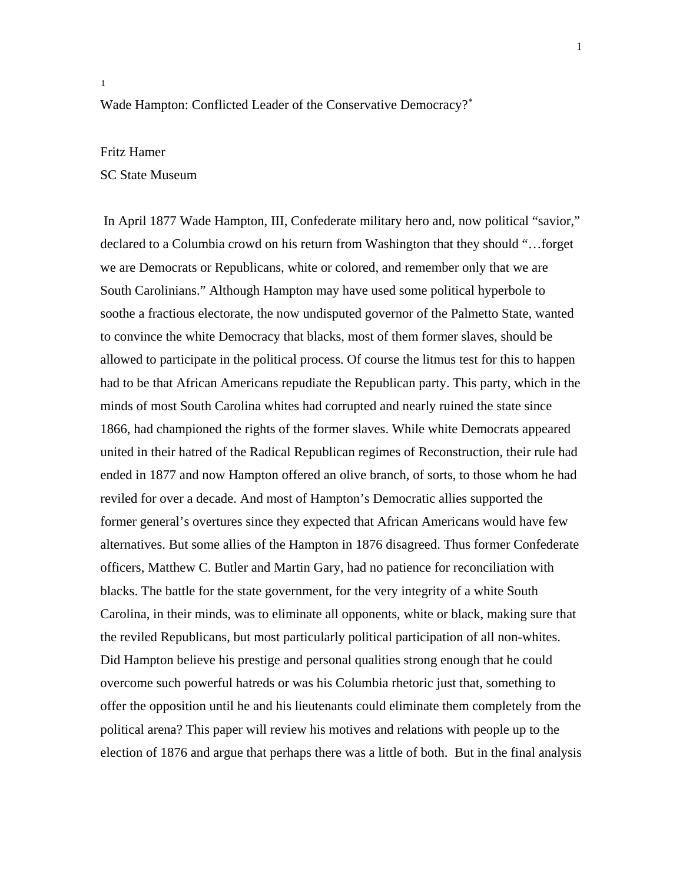1

Wade Hampton: Conflicted Leader of the Conservative Democracy?[*]

Fritz Hamer
SC State Museum

In April 1877 Wade Hampton, III, Confederate military hero and, now political "savior," declared to a Columbia crowd on his return from Washington that they should "…forget we are Democrats or Republicans, white or colored, and remember only that we are South Carolinians." Although Hampton may have used some political hyperbole to soothe a fractious electorate, the now undisputed governor of the Palmetto State, wanted to convince the white Democracy that blacks, most of them former slaves, should be allowed to participate in the political process. Of course the litmus test for this to happen had to be that African Americans repudiate the Republican party. This party, which in the minds of most South Carolina whites had corrupted and nearly ruined the state since 1866, had championed the rights of the former slaves. While white Democrats appeared united in their hatred of the Radical Republican regimes of Reconstruction, their rule had ended in 1877 and now Hampton offered an olive branch, of sorts, to those whom he had reviled for over a decade. And most of Hampton's Democratic allies supported the former general's overtures since they expected that African Americans would have few alternatives. But some allies of the Hampton in 1876 disagreed. Thus former Confederate officers, Matthew C. Butler and Martin Gary, had no patience for reconciliation with blacks. The battle for the state government, for the very integrity of a white South Carolina, in their minds, was to eliminate all opponents, white or black, making sure that the reviled Republicans, but most particularly political participation of all non-whites. Did Hampton believe his prestige and personal qualities strong enough that he could overcome such powerful hatreds or was his Columbia rhetoric just that, something to offer the opposition until he and his lieutenants could eliminate them completely from the political arena? This paper will review his motives and relations with people up to the election of 1876 and argue that perhaps there was a little of both. But in the final analysis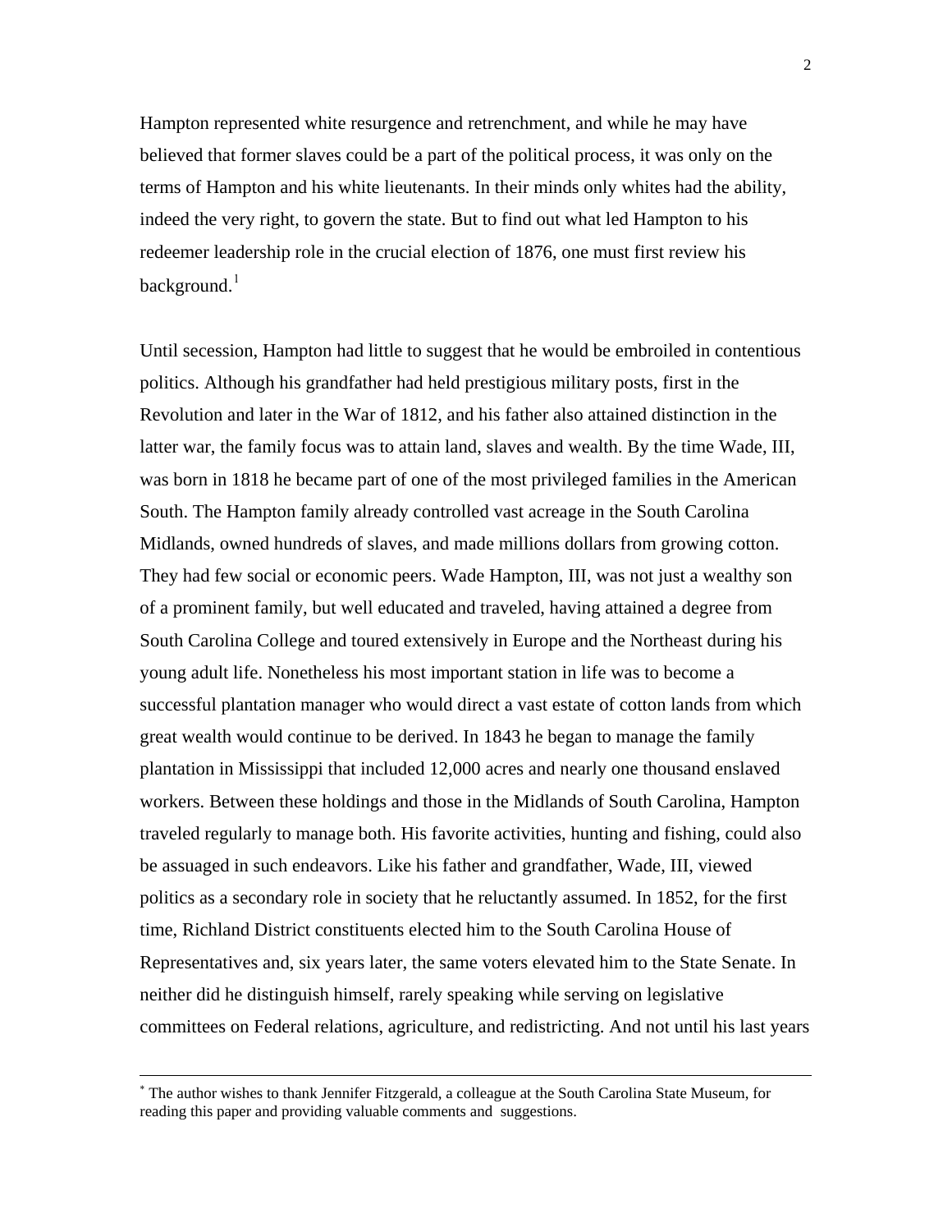Hampton represented white resurgence and retrenchment, and while he may have believed that former slaves could be a part of the political process, it was only on the terms of Hampton and his white lieutenants. In their minds only whites had the ability, indeed the very right, to govern the state. But to find out what led Hampton to his redeemer leadership role in the crucial election of 1876, one must first review his background.[1]

Until secession, Hampton had little to suggest that he would be embroiled in contentious politics. Although his grandfather had held prestigious military posts, first in the Revolution and later in the War of 1812, and his father also attained distinction in the latter war, the family focus was to attain land, slaves and wealth. By the time Wade, III, was born in 1818 he became part of one of the most privileged families in the American South. The Hampton family already controlled vast acreage in the South Carolina Midlands, owned hundreds of slaves, and made millions dollars from growing cotton. They had few social or economic peers. Wade Hampton, III, was not just a wealthy son of a prominent family, but well educated and traveled, having attained a degree from South Carolina College and toured extensively in Europe and the Northeast during his young adult life. Nonetheless his most important station in life was to become a successful plantation manager who would direct a vast estate of cotton lands from which great wealth would continue to be derived. In 1843 he began to manage the family plantation in Mississippi that included 12,000 acres and nearly one thousand enslaved workers. Between these holdings and those in the Midlands of South Carolina, Hampton traveled regularly to manage both. His favorite activities, hunting and fishing, could also be assuaged in such endeavors. Like his father and grandfather, Wade, III, viewed politics as a secondary role in society that he reluctantly assumed. In 1852, for the first time, Richland District constituents elected him to the South Carolina House of Representatives and, six years later, the same voters elevated him to the State Senate. In neither did he distinguish himself, rarely speaking while serving on legislative committees on Federal relations, agriculture, and redistricting. And not until his last years

---

[*] The author wishes to thank Jennifer Fitzgerald, a colleague at the South Carolina State Museum, for reading this paper and providing valuable comments and suggestions.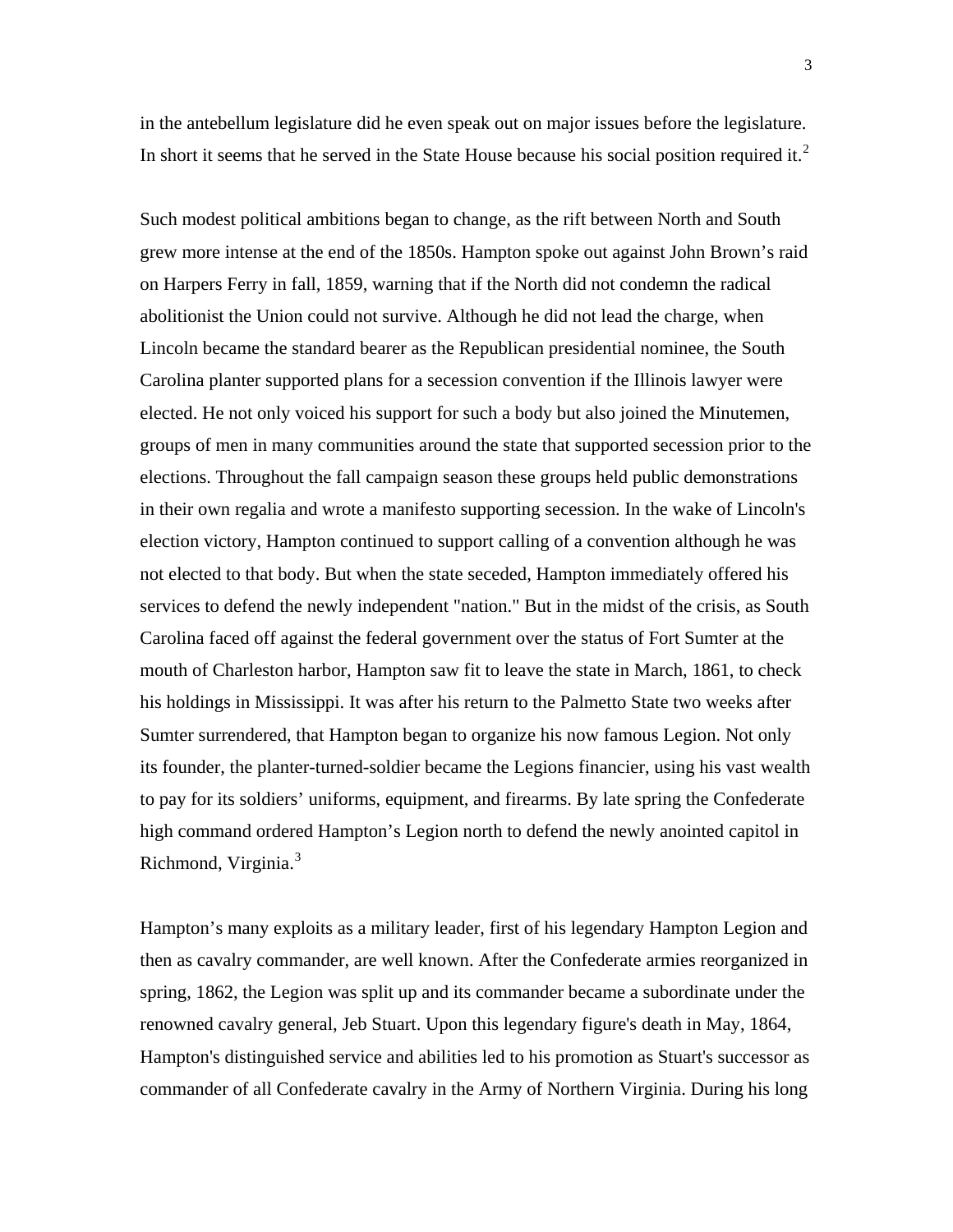in the antebellum legislature did he even speak out on major issues before the legislature. In short it seems that he served in the State House because his social position required it.[2]

Such modest political ambitions began to change, as the rift between North and South grew more intense at the end of the 1850s. Hampton spoke out against John Brown's raid on Harpers Ferry in fall, 1859, warning that if the North did not condemn the radical abolitionist the Union could not survive. Although he did not lead the charge, when Lincoln became the standard bearer as the Republican presidential nominee, the South Carolina planter supported plans for a secession convention if the Illinois lawyer were elected. He not only voiced his support for such a body but also joined the Minutemen, groups of men in many communities around the state that supported secession prior to the elections. Throughout the fall campaign season these groups held public demonstrations in their own regalia and wrote a manifesto supporting secession. In the wake of Lincoln's election victory, Hampton continued to support calling of a convention although he was not elected to that body. But when the state seceded, Hampton immediately offered his services to defend the newly independent "nation." But in the midst of the crisis, as South Carolina faced off against the federal government over the status of Fort Sumter at the mouth of Charleston harbor, Hampton saw fit to leave the state in March, 1861, to check his holdings in Mississippi. It was after his return to the Palmetto State two weeks after Sumter surrendered, that Hampton began to organize his now famous Legion. Not only its founder, the planter-turned-soldier became the Legions financier, using his vast wealth to pay for its soldiers' uniforms, equipment, and firearms. By late spring the Confederate high command ordered Hampton's Legion north to defend the newly anointed capitol in Richmond, Virginia.[3]

Hampton's many exploits as a military leader, first of his legendary Hampton Legion and then as cavalry commander, are well known. After the Confederate armies reorganized in spring, 1862, the Legion was split up and its commander became a subordinate under the renowned cavalry general, Jeb Stuart. Upon this legendary figure's death in May, 1864, Hampton's distinguished service and abilities led to his promotion as Stuart's successor as commander of all Confederate cavalry in the Army of Northern Virginia. During his long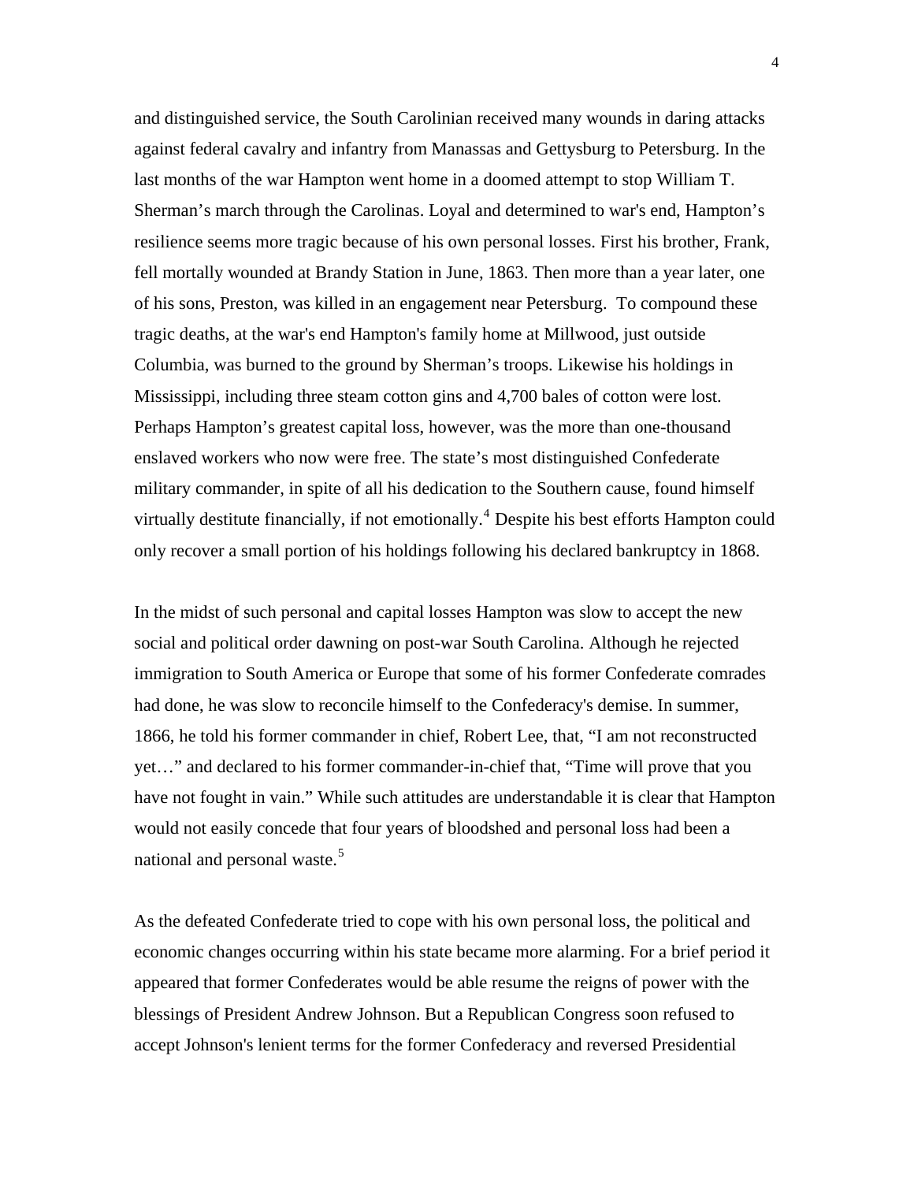and distinguished service, the South Carolinian received many wounds in daring attacks against federal cavalry and infantry from Manassas and Gettysburg to Petersburg. In the last months of the war Hampton went home in a doomed attempt to stop William T. Sherman's march through the Carolinas. Loyal and determined to war's end, Hampton's resilience seems more tragic because of his own personal losses. First his brother, Frank, fell mortally wounded at Brandy Station in June, 1863. Then more than a year later, one of his sons, Preston, was killed in an engagement near Petersburg. To compound these tragic deaths, at the war's end Hampton's family home at Millwood, just outside Columbia, was burned to the ground by Sherman's troops. Likewise his holdings in Mississippi, including three steam cotton gins and 4,700 bales of cotton were lost. Perhaps Hampton's greatest capital loss, however, was the more than one-thousand enslaved workers who now were free. The state's most distinguished Confederate military commander, in spite of all his dedication to the Southern cause, found himself virtually destitute financially, if not emotionally.[4] Despite his best efforts Hampton could only recover a small portion of his holdings following his declared bankruptcy in 1868.

In the midst of such personal and capital losses Hampton was slow to accept the new social and political order dawning on post-war South Carolina. Although he rejected immigration to South America or Europe that some of his former Confederate comrades had done, he was slow to reconcile himself to the Confederacy's demise. In summer, 1866, he told his former commander in chief, Robert Lee, that, "I am not reconstructed yet…" and declared to his former commander-in-chief that, "Time will prove that you have not fought in vain." While such attitudes are understandable it is clear that Hampton would not easily concede that four years of bloodshed and personal loss had been a national and personal waste.[5]

As the defeated Confederate tried to cope with his own personal loss, the political and economic changes occurring within his state became more alarming. For a brief period it appeared that former Confederates would be able resume the reigns of power with the blessings of President Andrew Johnson. But a Republican Congress soon refused to accept Johnson's lenient terms for the former Confederacy and reversed Presidential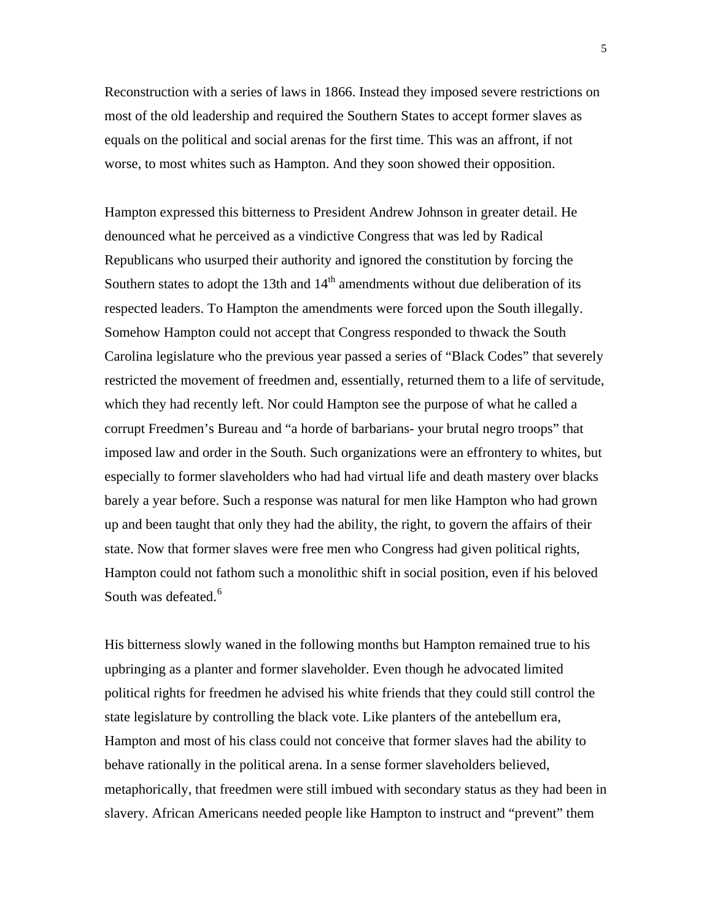Reconstruction with a series of laws in 1866. Instead they imposed severe restrictions on most of the old leadership and required the Southern States to accept former slaves as equals on the political and social arenas for the first time. This was an affront, if not worse, to most whites such as Hampton. And they soon showed their opposition.

Hampton expressed this bitterness to President Andrew Johnson in greater detail. He denounced what he perceived as a vindictive Congress that was led by Radical Republicans who usurped their authority and ignored the constitution by forcing the Southern states to adopt the 13th and 14th amendments without due deliberation of its respected leaders. To Hampton the amendments were forced upon the South illegally. Somehow Hampton could not accept that Congress responded to thwack the South Carolina legislature who the previous year passed a series of "Black Codes" that severely restricted the movement of freedmen and, essentially, returned them to a life of servitude, which they had recently left. Nor could Hampton see the purpose of what he called a corrupt Freedmen's Bureau and "a horde of barbarians- your brutal negro troops" that imposed law and order in the South. Such organizations were an effrontery to whites, but especially to former slaveholders who had had virtual life and death mastery over blacks barely a year before. Such a response was natural for men like Hampton who had grown up and been taught that only they had the ability, the right, to govern the affairs of their state. Now that former slaves were free men who Congress had given political rights, Hampton could not fathom such a monolithic shift in social position, even if his beloved South was defeated.[6]

His bitterness slowly waned in the following months but Hampton remained true to his upbringing as a planter and former slaveholder. Even though he advocated limited political rights for freedmen he advised his white friends that they could still control the state legislature by controlling the black vote. Like planters of the antebellum era, Hampton and most of his class could not conceive that former slaves had the ability to behave rationally in the political arena. In a sense former slaveholders believed, metaphorically, that freedmen were still imbued with secondary status as they had been in slavery. African Americans needed people like Hampton to instruct and "prevent" them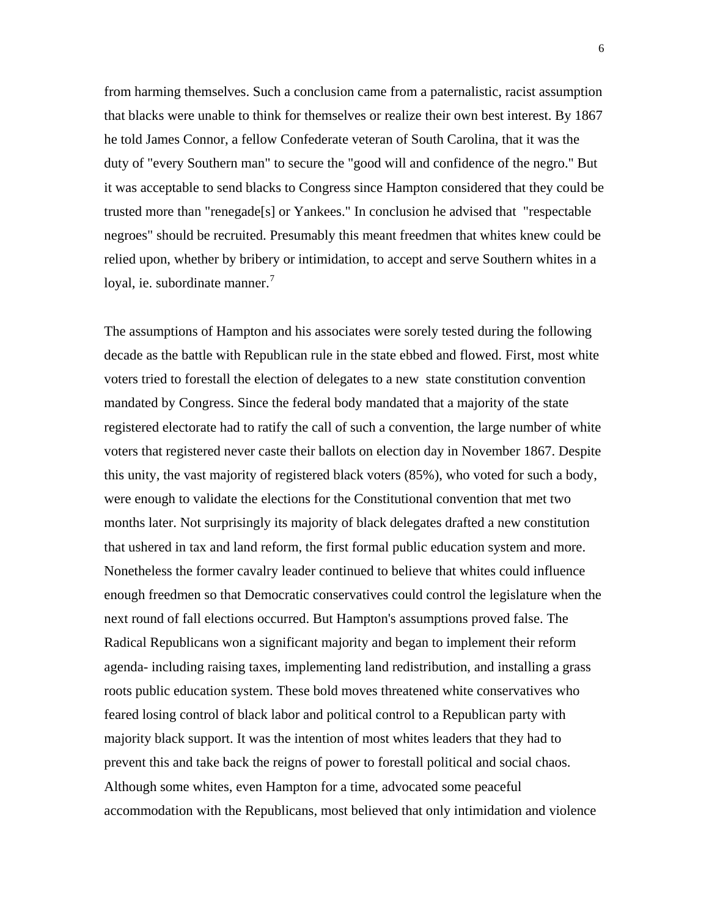from harming themselves. Such a conclusion came from a paternalistic, racist assumption that blacks were unable to think for themselves or realize their own best interest. By 1867 he told James Connor, a fellow Confederate veteran of South Carolina, that it was the duty of "every Southern man" to secure the "good will and confidence of the negro." But it was acceptable to send blacks to Congress since Hampton considered that they could be trusted more than "renegade[s] or Yankees." In conclusion he advised that "respectable negroes" should be recruited. Presumably this meant freedmen that whites knew could be relied upon, whether by bribery or intimidation, to accept and serve Southern whites in a loyal, ie. subordinate manner.[7]

The assumptions of Hampton and his associates were sorely tested during the following decade as the battle with Republican rule in the state ebbed and flowed. First, most white voters tried to forestall the election of delegates to a new state constitution convention mandated by Congress. Since the federal body mandated that a majority of the state registered electorate had to ratify the call of such a convention, the large number of white voters that registered never caste their ballots on election day in November 1867. Despite this unity, the vast majority of registered black voters (85%), who voted for such a body, were enough to validate the elections for the Constitutional convention that met two months later. Not surprisingly its majority of black delegates drafted a new constitution that ushered in tax and land reform, the first formal public education system and more. Nonetheless the former cavalry leader continued to believe that whites could influence enough freedmen so that Democratic conservatives could control the legislature when the next round of fall elections occurred. But Hampton's assumptions proved false. The Radical Republicans won a significant majority and began to implement their reform agenda- including raising taxes, implementing land redistribution, and installing a grass roots public education system. These bold moves threatened white conservatives who feared losing control of black labor and political control to a Republican party with majority black support. It was the intention of most whites leaders that they had to prevent this and take back the reigns of power to forestall political and social chaos. Although some whites, even Hampton for a time, advocated some peaceful accommodation with the Republicans, most believed that only intimidation and violence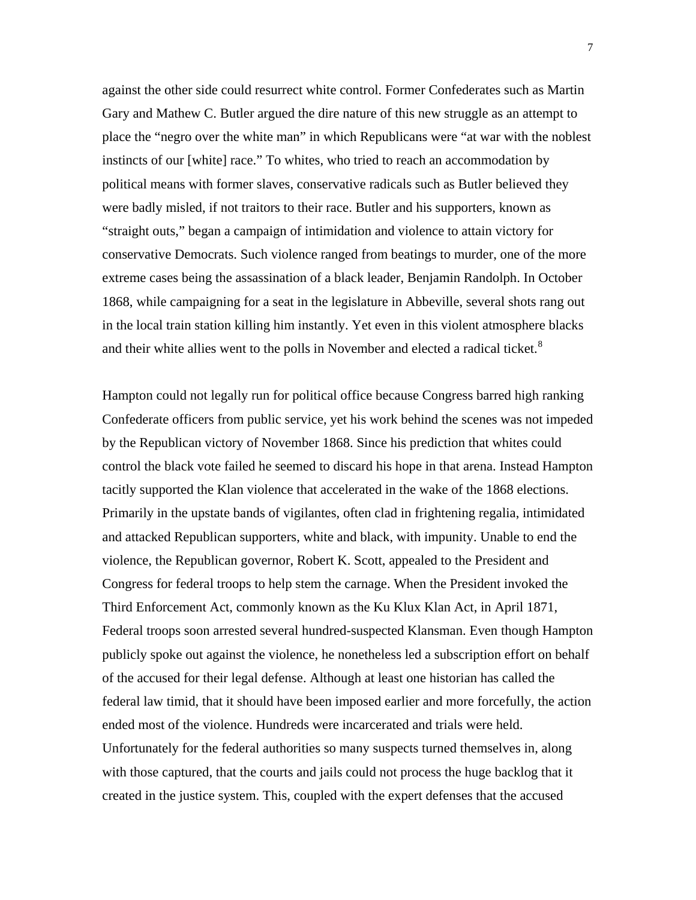against the other side could resurrect white control. Former Confederates such as Martin Gary and Mathew C. Butler argued the dire nature of this new struggle as an attempt to place the "negro over the white man" in which Republicans were "at war with the noblest instincts of our [white] race." To whites, who tried to reach an accommodation by political means with former slaves, conservative radicals such as Butler believed they were badly misled, if not traitors to their race. Butler and his supporters, known as "straight outs," began a campaign of intimidation and violence to attain victory for conservative Democrats. Such violence ranged from beatings to murder, one of the more extreme cases being the assassination of a black leader, Benjamin Randolph. In October 1868, while campaigning for a seat in the legislature in Abbeville, several shots rang out in the local train station killing him instantly. Yet even in this violent atmosphere blacks and their white allies went to the polls in November and elected a radical ticket.[8]

Hampton could not legally run for political office because Congress barred high ranking Confederate officers from public service, yet his work behind the scenes was not impeded by the Republican victory of November 1868. Since his prediction that whites could control the black vote failed he seemed to discard his hope in that arena. Instead Hampton tacitly supported the Klan violence that accelerated in the wake of the 1868 elections. Primarily in the upstate bands of vigilantes, often clad in frightening regalia, intimidated and attacked Republican supporters, white and black, with impunity. Unable to end the violence, the Republican governor, Robert K. Scott, appealed to the President and Congress for federal troops to help stem the carnage. When the President invoked the Third Enforcement Act, commonly known as the Ku Klux Klan Act, in April 1871, Federal troops soon arrested several hundred-suspected Klansman. Even though Hampton publicly spoke out against the violence, he nonetheless led a subscription effort on behalf of the accused for their legal defense. Although at least one historian has called the federal law timid, that it should have been imposed earlier and more forcefully, the action ended most of the violence. Hundreds were incarcerated and trials were held. Unfortunately for the federal authorities so many suspects turned themselves in, along with those captured, that the courts and jails could not process the huge backlog that it created in the justice system. This, coupled with the expert defenses that the accused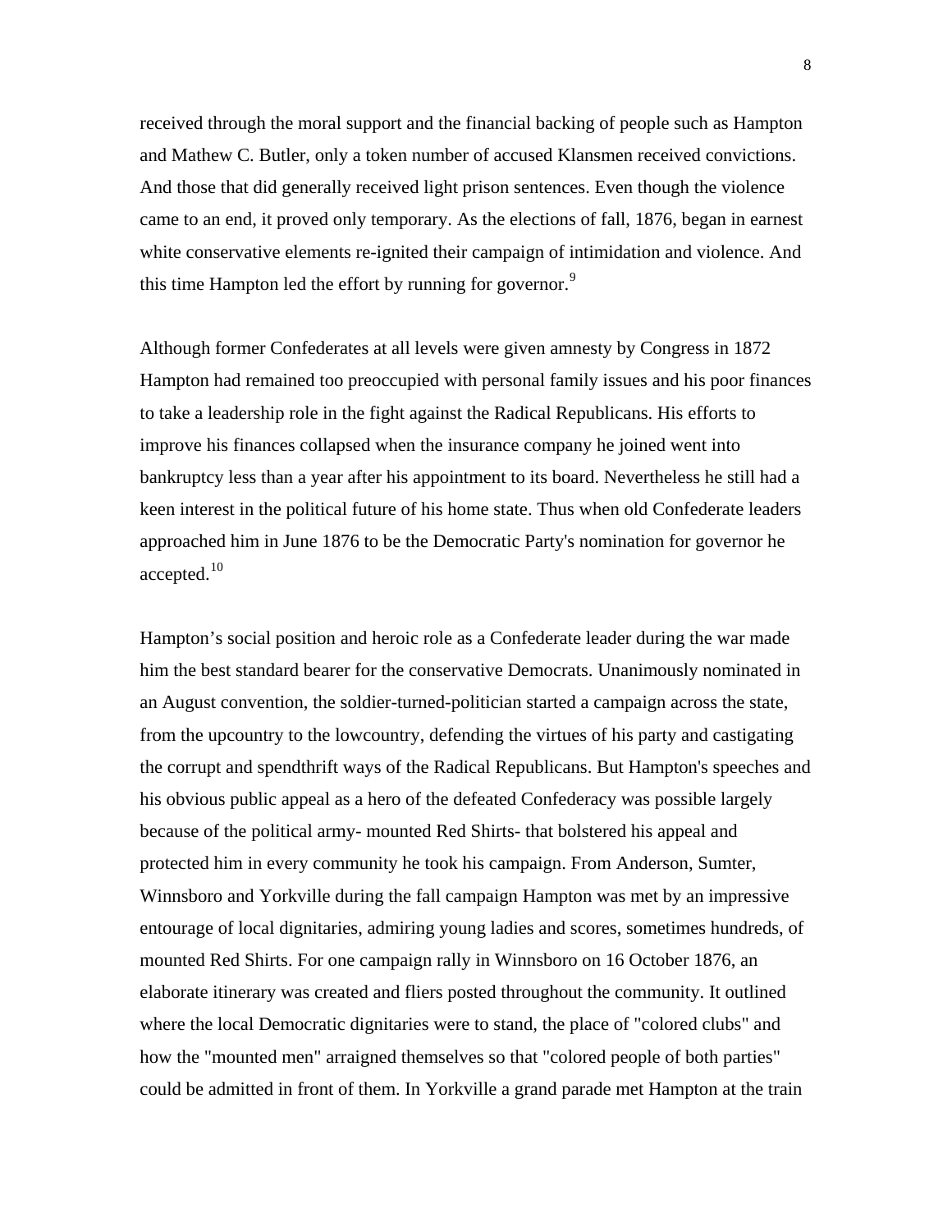received through the moral support and the financial backing of people such as Hampton and Mathew C. Butler, only a token number of accused Klansmen received convictions. And those that did generally received light prison sentences. Even though the violence came to an end, it proved only temporary. As the elections of fall, 1876, began in earnest white conservative elements re-ignited their campaign of intimidation and violence. And this time Hampton led the effort by running for governor.[9]

Although former Confederates at all levels were given amnesty by Congress in 1872 Hampton had remained too preoccupied with personal family issues and his poor finances to take a leadership role in the fight against the Radical Republicans. His efforts to improve his finances collapsed when the insurance company he joined went into bankruptcy less than a year after his appointment to its board. Nevertheless he still had a keen interest in the political future of his home state. Thus when old Confederate leaders approached him in June 1876 to be the Democratic Party's nomination for governor he accepted.[10]

Hampton’s social position and heroic role as a Confederate leader during the war made him the best standard bearer for the conservative Democrats. Unanimously nominated in an August convention, the soldier-turned-politician started a campaign across the state, from the upcountry to the lowcountry, defending the virtues of his party and castigating the corrupt and spendthrift ways of the Radical Republicans. But Hampton's speeches and his obvious public appeal as a hero of the defeated Confederacy was possible largely because of the political army- mounted Red Shirts- that bolstered his appeal and protected him in every community he took his campaign. From Anderson, Sumter, Winnsboro and Yorkville during the fall campaign Hampton was met by an impressive entourage of local dignitaries, admiring young ladies and scores, sometimes hundreds, of mounted Red Shirts. For one campaign rally in Winnsboro on 16 October 1876, an elaborate itinerary was created and fliers posted throughout the community. It outlined where the local Democratic dignitaries were to stand, the place of "colored clubs" and how the "mounted men" arraigned themselves so that "colored people of both parties" could be admitted in front of them. In Yorkville a grand parade met Hampton at the train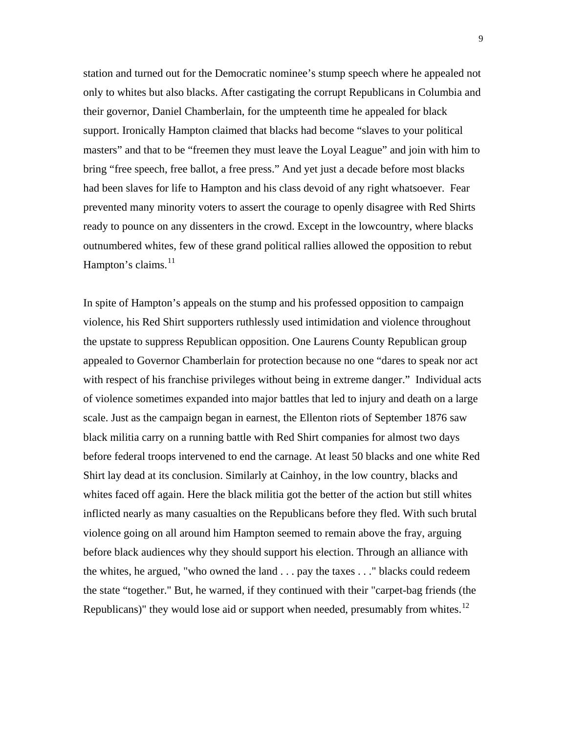station and turned out for the Democratic nominee's stump speech where he appealed not only to whites but also blacks. After castigating the corrupt Republicans in Columbia and their governor, Daniel Chamberlain, for the umpteenth time he appealed for black support. Ironically Hampton claimed that blacks had become "slaves to your political masters" and that to be "freemen they must leave the Loyal League" and join with him to bring "free speech, free ballot, a free press." And yet just a decade before most blacks had been slaves for life to Hampton and his class devoid of any right whatsoever. Fear prevented many minority voters to assert the courage to openly disagree with Red Shirts ready to pounce on any dissenters in the crowd. Except in the lowcountry, where blacks outnumbered whites, few of these grand political rallies allowed the opposition to rebut Hampton's claims.[11]

In spite of Hampton's appeals on the stump and his professed opposition to campaign violence, his Red Shirt supporters ruthlessly used intimidation and violence throughout the upstate to suppress Republican opposition. One Laurens County Republican group appealed to Governor Chamberlain for protection because no one "dares to speak nor act with respect of his franchise privileges without being in extreme danger." Individual acts of violence sometimes expanded into major battles that led to injury and death on a large scale. Just as the campaign began in earnest, the Ellenton riots of September 1876 saw black militia carry on a running battle with Red Shirt companies for almost two days before federal troops intervened to end the carnage. At least 50 blacks and one white Red Shirt lay dead at its conclusion. Similarly at Cainhoy, in the low country, blacks and whites faced off again. Here the black militia got the better of the action but still whites inflicted nearly as many casualties on the Republicans before they fled. With such brutal violence going on all around him Hampton seemed to remain above the fray, arguing before black audiences why they should support his election. Through an alliance with the whites, he argued, "who owned the land . . . pay the taxes . . ." blacks could redeem the state "together." But, he warned, if they continued with their "carpet-bag friends (the Republicans)" they would lose aid or support when needed, presumably from whites.[12]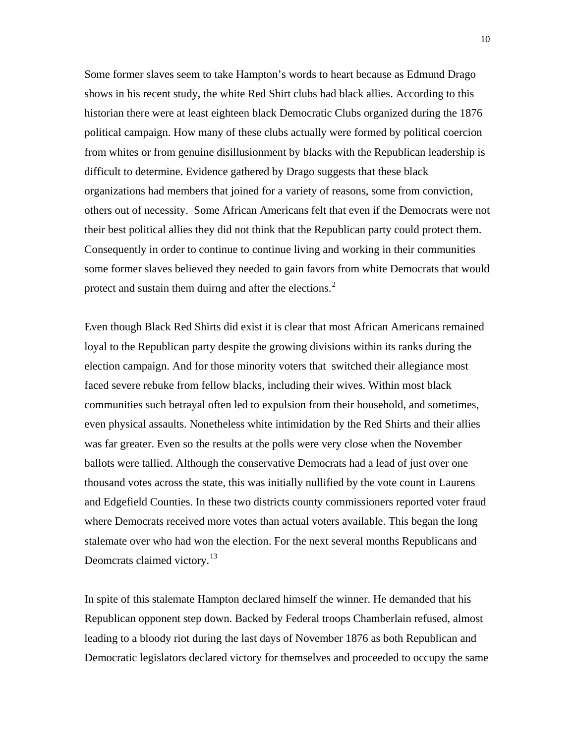Some former slaves seem to take Hampton's words to heart because as Edmund Drago shows in his recent study, the white Red Shirt clubs had black allies. According to this historian there were at least eighteen black Democratic Clubs organized during the 1876 political campaign. How many of these clubs actually were formed by political coercion from whites or from genuine disillusionment by blacks with the Republican leadership is difficult to determine. Evidence gathered by Drago suggests that these black organizations had members that joined for a variety of reasons, some from conviction, others out of necessity. Some African Americans felt that even if the Democrats were not their best political allies they did not think that the Republican party could protect them. Consequently in order to continue to continue living and working in their communities some former slaves believed they needed to gain favors from white Democrats that would protect and sustain them duirng and after the elections.[2]

Even though Black Red Shirts did exist it is clear that most African Americans remained loyal to the Republican party despite the growing divisions within its ranks during the election campaign. And for those minority voters that switched their allegiance most faced severe rebuke from fellow blacks, including their wives. Within most black communities such betrayal often led to expulsion from their household, and sometimes, even physical assaults. Nonetheless white intimidation by the Red Shirts and their allies was far greater. Even so the results at the polls were very close when the November ballots were tallied. Although the conservative Democrats had a lead of just over one thousand votes across the state, this was initially nullified by the vote count in Laurens and Edgefield Counties. In these two districts county commissioners reported voter fraud where Democrats received more votes than actual voters available. This began the long stalemate over who had won the election. For the next several months Republicans and Deomcrats claimed victory.[13]

In spite of this stalemate Hampton declared himself the winner. He demanded that his Republican opponent step down. Backed by Federal troops Chamberlain refused, almost leading to a bloody riot during the last days of November 1876 as both Republican and Democratic legislators declared victory for themselves and proceeded to occupy the same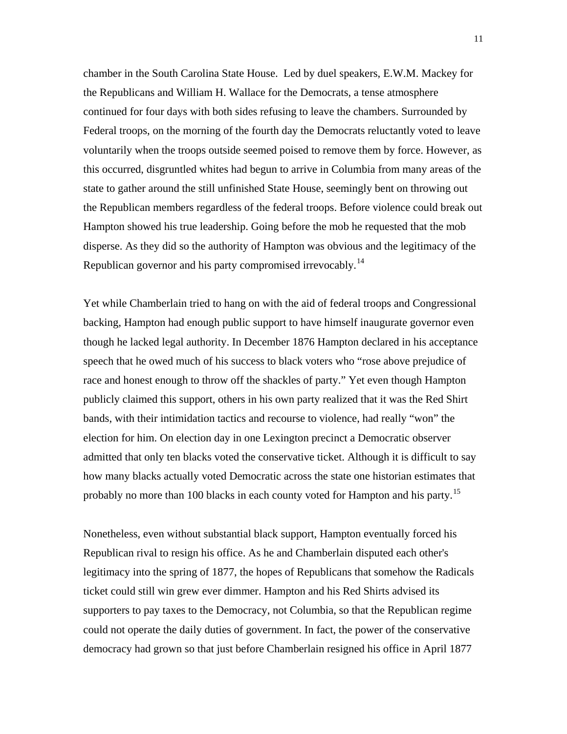chamber in the South Carolina State House. Led by duel speakers, E.W.M. Mackey for the Republicans and William H. Wallace for the Democrats, a tense atmosphere continued for four days with both sides refusing to leave the chambers. Surrounded by Federal troops, on the morning of the fourth day the Democrats reluctantly voted to leave voluntarily when the troops outside seemed poised to remove them by force. However, as this occurred, disgruntled whites had begun to arrive in Columbia from many areas of the state to gather around the still unfinished State House, seemingly bent on throwing out the Republican members regardless of the federal troops. Before violence could break out Hampton showed his true leadership. Going before the mob he requested that the mob disperse. As they did so the authority of Hampton was obvious and the legitimacy of the Republican governor and his party compromised irrevocably.[14]

Yet while Chamberlain tried to hang on with the aid of federal troops and Congressional backing, Hampton had enough public support to have himself inaugurate governor even though he lacked legal authority. In December 1876 Hampton declared in his acceptance speech that he owed much of his success to black voters who "rose above prejudice of race and honest enough to throw off the shackles of party." Yet even though Hampton publicly claimed this support, others in his own party realized that it was the Red Shirt bands, with their intimidation tactics and recourse to violence, had really "won" the election for him. On election day in one Lexington precinct a Democratic observer admitted that only ten blacks voted the conservative ticket. Although it is difficult to say how many blacks actually voted Democratic across the state one historian estimates that probably no more than 100 blacks in each county voted for Hampton and his party.[15]

Nonetheless, even without substantial black support, Hampton eventually forced his Republican rival to resign his office. As he and Chamberlain disputed each other's legitimacy into the spring of 1877, the hopes of Republicans that somehow the Radicals ticket could still win grew ever dimmer. Hampton and his Red Shirts advised its supporters to pay taxes to the Democracy, not Columbia, so that the Republican regime could not operate the daily duties of government. In fact, the power of the conservative democracy had grown so that just before Chamberlain resigned his office in April 1877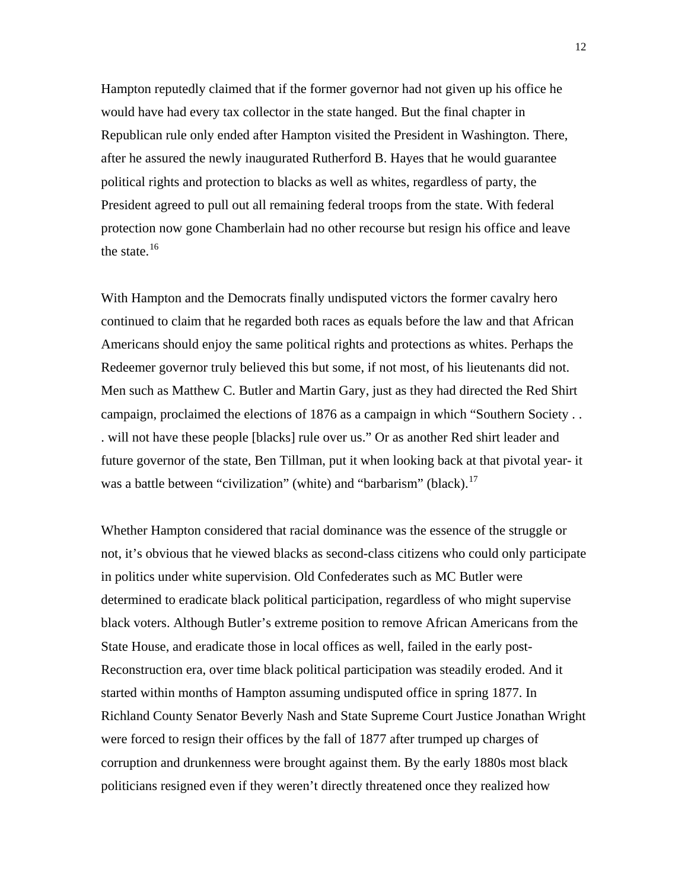Hampton reputedly claimed that if the former governor had not given up his office he would have had every tax collector in the state hanged. But the final chapter in Republican rule only ended after Hampton visited the President in Washington. There, after he assured the newly inaugurated Rutherford B. Hayes that he would guarantee political rights and protection to blacks as well as whites, regardless of party, the President agreed to pull out all remaining federal troops from the state. With federal protection now gone Chamberlain had no other recourse but resign his office and leave the state.[16]

With Hampton and the Democrats finally undisputed victors the former cavalry hero continued to claim that he regarded both races as equals before the law and that African Americans should enjoy the same political rights and protections as whites. Perhaps the Redeemer governor truly believed this but some, if not most, of his lieutenants did not. Men such as Matthew C. Butler and Martin Gary, just as they had directed the Red Shirt campaign, proclaimed the elections of 1876 as a campaign in which "Southern Society . . . will not have these people [blacks] rule over us." Or as another Red shirt leader and future governor of the state, Ben Tillman, put it when looking back at that pivotal year- it was a battle between "civilization" (white) and "barbarism" (black).[17]

Whether Hampton considered that racial dominance was the essence of the struggle or not, it's obvious that he viewed blacks as second-class citizens who could only participate in politics under white supervision. Old Confederates such as MC Butler were determined to eradicate black political participation, regardless of who might supervise black voters. Although Butler's extreme position to remove African Americans from the State House, and eradicate those in local offices as well, failed in the early post-Reconstruction era, over time black political participation was steadily eroded. And it started within months of Hampton assuming undisputed office in spring 1877. In Richland County Senator Beverly Nash and State Supreme Court Justice Jonathan Wright were forced to resign their offices by the fall of 1877 after trumped up charges of corruption and drunkenness were brought against them. By the early 1880s most black politicians resigned even if they weren't directly threatened once they realized how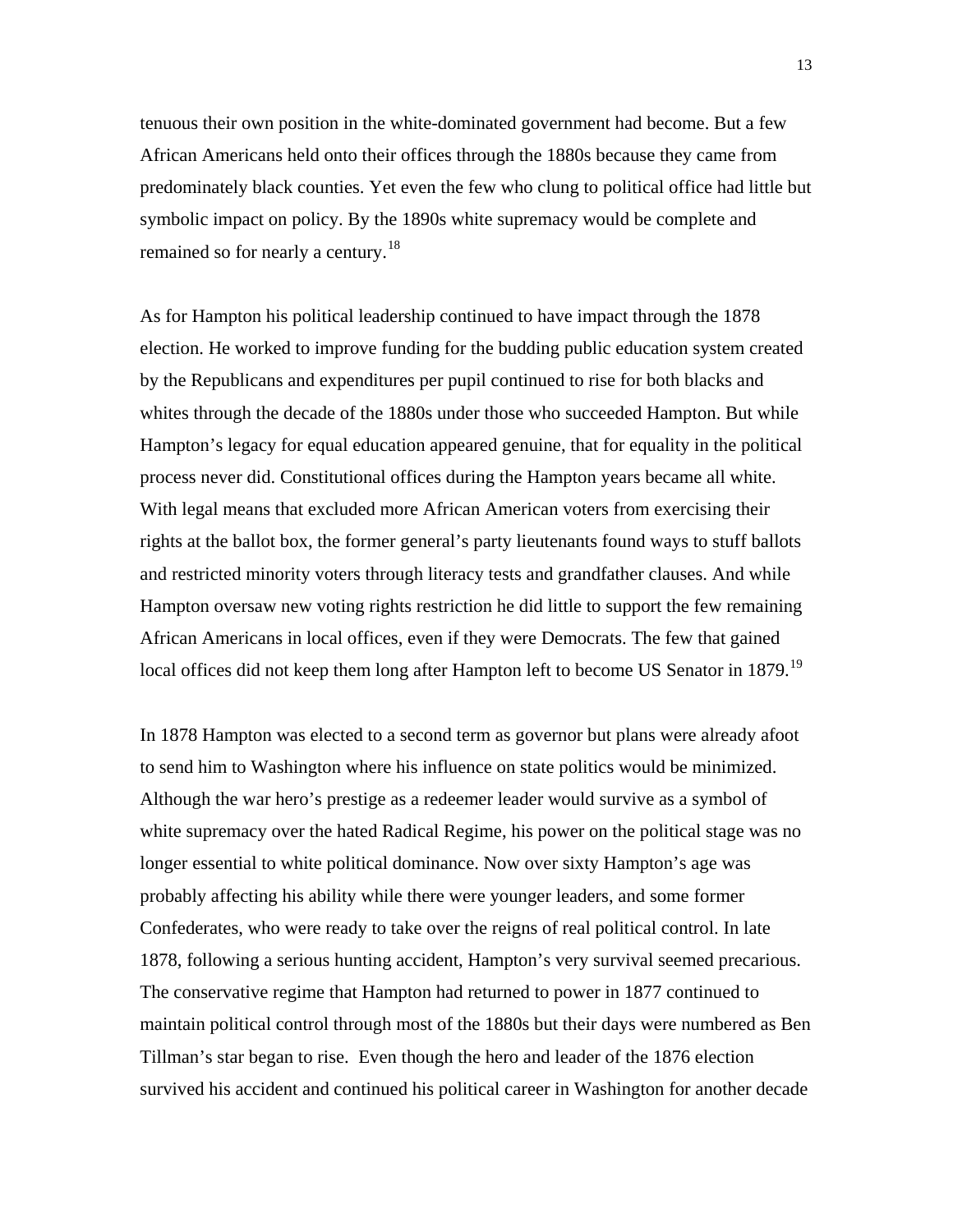tenuous their own position in the white-dominated government had become. But a few African Americans held onto their offices through the 1880s because they came from predominately black counties. Yet even the few who clung to political office had little but symbolic impact on policy. By the 1890s white supremacy would be complete and remained so for nearly a century.[18]

As for Hampton his political leadership continued to have impact through the 1878 election. He worked to improve funding for the budding public education system created by the Republicans and expenditures per pupil continued to rise for both blacks and whites through the decade of the 1880s under those who succeeded Hampton. But while Hampton's legacy for equal education appeared genuine, that for equality in the political process never did. Constitutional offices during the Hampton years became all white. With legal means that excluded more African American voters from exercising their rights at the ballot box, the former general's party lieutenants found ways to stuff ballots and restricted minority voters through literacy tests and grandfather clauses. And while Hampton oversaw new voting rights restriction he did little to support the few remaining African Americans in local offices, even if they were Democrats. The few that gained local offices did not keep them long after Hampton left to become US Senator in 1879.[19]

In 1878 Hampton was elected to a second term as governor but plans were already afoot to send him to Washington where his influence on state politics would be minimized. Although the war hero's prestige as a redeemer leader would survive as a symbol of white supremacy over the hated Radical Regime, his power on the political stage was no longer essential to white political dominance. Now over sixty Hampton's age was probably affecting his ability while there were younger leaders, and some former Confederates, who were ready to take over the reigns of real political control. In late 1878, following a serious hunting accident, Hampton's very survival seemed precarious. The conservative regime that Hampton had returned to power in 1877 continued to maintain political control through most of the 1880s but their days were numbered as Ben Tillman's star began to rise. Even though the hero and leader of the 1876 election survived his accident and continued his political career in Washington for another decade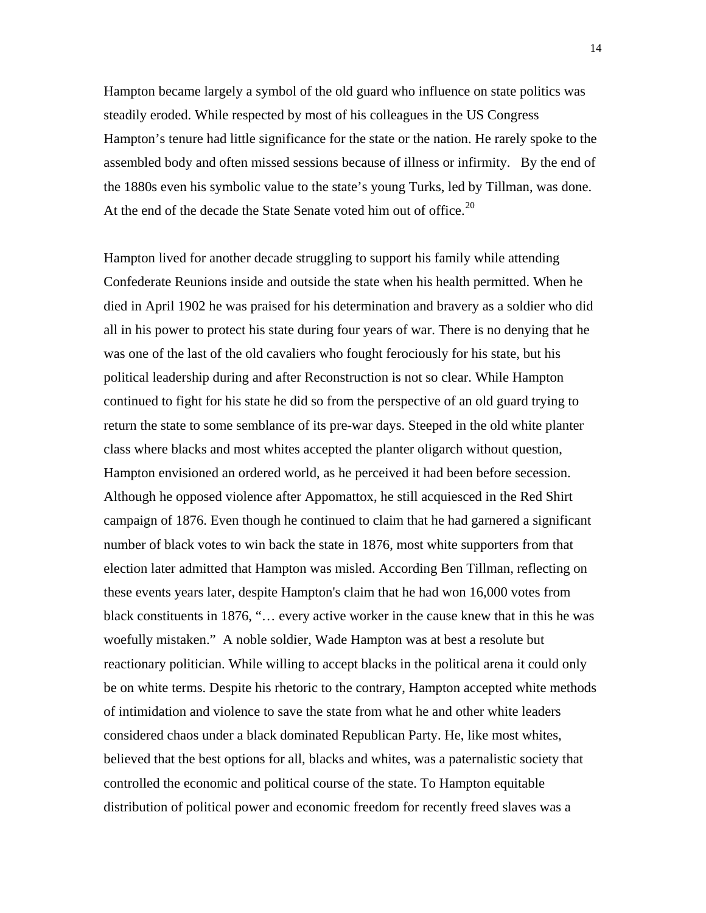Hampton became largely a symbol of the old guard who influence on state politics was steadily eroded. While respected by most of his colleagues in the US Congress Hampton's tenure had little significance for the state or the nation. He rarely spoke to the assembled body and often missed sessions because of illness or infirmity. By the end of the 1880s even his symbolic value to the state's young Turks, led by Tillman, was done. At the end of the decade the State Senate voted him out of office.[20]

Hampton lived for another decade struggling to support his family while attending Confederate Reunions inside and outside the state when his health permitted. When he died in April 1902 he was praised for his determination and bravery as a soldier who did all in his power to protect his state during four years of war. There is no denying that he was one of the last of the old cavaliers who fought ferociously for his state, but his political leadership during and after Reconstruction is not so clear. While Hampton continued to fight for his state he did so from the perspective of an old guard trying to return the state to some semblance of its pre-war days. Steeped in the old white planter class where blacks and most whites accepted the planter oligarch without question, Hampton envisioned an ordered world, as he perceived it had been before secession. Although he opposed violence after Appomattox, he still acquiesced in the Red Shirt campaign of 1876. Even though he continued to claim that he had garnered a significant number of black votes to win back the state in 1876, most white supporters from that election later admitted that Hampton was misled. According Ben Tillman, reflecting on these events years later, despite Hampton's claim that he had won 16,000 votes from black constituents in 1876, "… every active worker in the cause knew that in this he was woefully mistaken." A noble soldier, Wade Hampton was at best a resolute but reactionary politician. While willing to accept blacks in the political arena it could only be on white terms. Despite his rhetoric to the contrary, Hampton accepted white methods of intimidation and violence to save the state from what he and other white leaders considered chaos under a black dominated Republican Party. He, like most whites, believed that the best options for all, blacks and whites, was a paternalistic society that controlled the economic and political course of the state. To Hampton equitable distribution of political power and economic freedom for recently freed slaves was a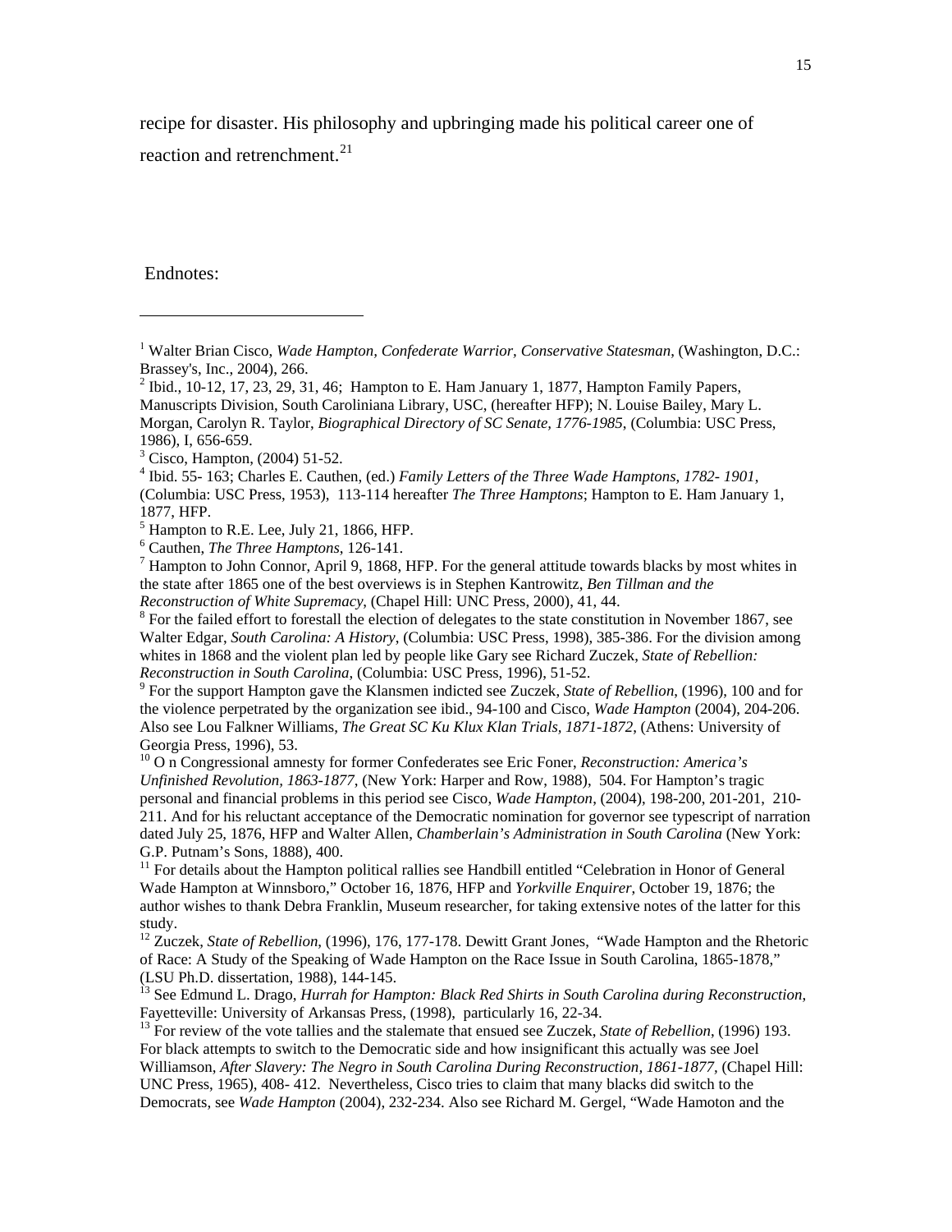recipe for disaster. His philosophy and upbringing made his political career one of reaction and retrenchment.[21]

Endnotes:

---

[1] Walter Brian Cisco, *Wade Hampton, Confederate Warrior, Conservative Statesman*, (Washington, D.C.: Brassey's, Inc., 2004), 266.

[2] Ibid., 10-12, 17, 23, 29, 31, 46; Hampton to E. Ham January 1, 1877, Hampton Family Papers, Manuscripts Division, South Caroliniana Library, USC, (hereafter HFP); N. Louise Bailey, Mary L. Morgan, Carolyn R. Taylor, *Biographical Directory of SC Senate, 1776-1985*, (Columbia: USC Press, 1986), I, 656-659.

[3] Cisco, Hampton, (2004) 51-52.

[4] Ibid. 55- 163; Charles E. Cauthen, (ed.) *Family Letters of the Three Wade Hamptons, 1782- 1901*, (Columbia: USC Press, 1953), 113-114 hereafter *The Three Hamptons*; Hampton to E. Ham January 1, 1877, HFP.

[5] Hampton to R.E. Lee, July 21, 1866, HFP.

[6] Cauthen, *The Three Hamptons*, 126-141.

[7] Hampton to John Connor, April 9, 1868, HFP. For the general attitude towards blacks by most whites in the state after 1865 one of the best overviews is in Stephen Kantrowitz, *Ben Tillman and the Reconstruction of White Supremacy*, (Chapel Hill: UNC Press, 2000), 41, 44.

[8] For the failed effort to forestall the election of delegates to the state constitution in November 1867, see Walter Edgar, *South Carolina: A History*, (Columbia: USC Press, 1998), 385-386. For the division among whites in 1868 and the violent plan led by people like Gary see Richard Zuczek, *State of Rebellion: Reconstruction in South Carolina*, (Columbia: USC Press, 1996), 51-52.

[9] For the support Hampton gave the Klansmen indicted see Zuczek, *State of Rebellion*, (1996), 100 and for the violence perpetrated by the organization see ibid., 94-100 and Cisco, *Wade Hampton* (2004), 204-206. Also see Lou Falkner Williams, *The Great SC Ku Klux Klan Trials, 1871-1872*, (Athens: University of Georgia Press, 1996), 53.

[10] O n Congressional amnesty for former Confederates see Eric Foner, *Reconstruction: America's Unfinished Revolution, 1863-1877*, (New York: Harper and Row, 1988), 504. For Hampton's tragic personal and financial problems in this period see Cisco, *Wade Hampton*, (2004), 198-200, 201-201, 210-211. And for his reluctant acceptance of the Democratic nomination for governor see typescript of narration dated July 25, 1876, HFP and Walter Allen, *Chamberlain's Administration in South Carolina* (New York: G.P. Putnam's Sons, 1888), 400.

[11] For details about the Hampton political rallies see Handbill entitled "Celebration in Honor of General Wade Hampton at Winnsboro," October 16, 1876, HFP and *Yorkville Enquirer*, October 19, 1876; the author wishes to thank Debra Franklin, Museum researcher, for taking extensive notes of the latter for this study.

[12] Zuczek, *State of Rebellion*, (1996), 176, 177-178. Dewitt Grant Jones, "Wade Hampton and the Rhetoric of Race: A Study of the Speaking of Wade Hampton on the Race Issue in South Carolina, 1865-1878," (LSU Ph.D. dissertation, 1988), 144-145.

[13] See Edmund L. Drago, *Hurrah for Hampton: Black Red Shirts in South Carolina during Reconstruction*, Fayetteville: University of Arkansas Press, (1998), particularly 16, 22-34.

[13] For review of the vote tallies and the stalemate that ensued see Zuczek, *State of Rebellion*, (1996) 193. For black attempts to switch to the Democratic side and how insignificant this actually was see Joel Williamson, *After Slavery: The Negro in South Carolina During Reconstruction, 1861-1877*, (Chapel Hill: UNC Press, 1965), 408- 412. Nevertheless, Cisco tries to claim that many blacks did switch to the Democrats, see *Wade Hampton* (2004), 232-234. Also see Richard M. Gergel, "Wade Hamoton and the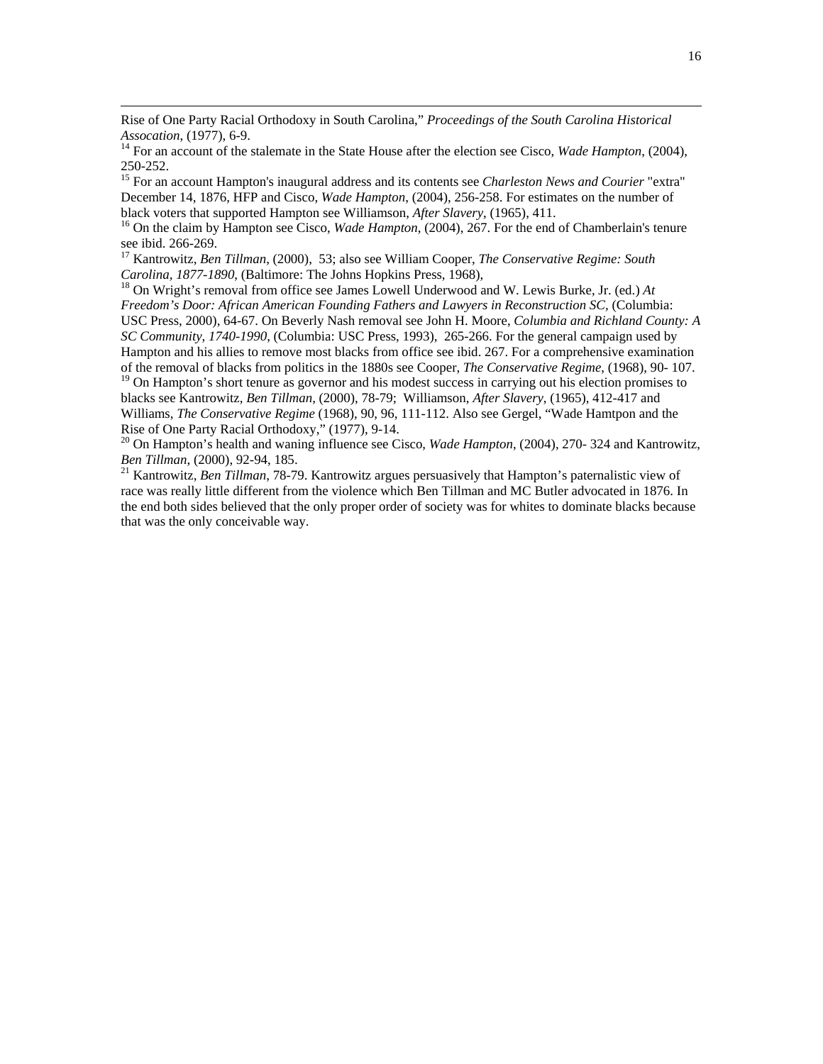Rise of One Party Racial Orthodoxy in South Carolina," *Proceedings of the South Carolina Historical Assocation*, (1977), 6-9.

[14] For an account of the stalemate in the State House after the election see Cisco, *Wade Hampton*, (2004), 250-252.

[15] For an account Hampton's inaugural address and its contents see *Charleston News and Courier* "extra" December 14, 1876, HFP and Cisco, *Wade Hampton*, (2004), 256-258. For estimates on the number of black voters that supported Hampton see Williamson, *After Slavery*, (1965), 411.

[16] On the claim by Hampton see Cisco, *Wade Hampton*, (2004), 267. For the end of Chamberlain's tenure see ibid. 266-269.

[17] Kantrowitz, *Ben Tillman*, (2000), 53; also see William Cooper, *The Conservative Regime: South Carolina, 1877-1890*, (Baltimore: The Johns Hopkins Press, 1968),

[18] On Wright's removal from office see James Lowell Underwood and W. Lewis Burke, Jr. (ed.) *At Freedom's Door: African American Founding Fathers and Lawyers in Reconstruction SC*, (Columbia: USC Press, 2000), 64-67. On Beverly Nash removal see John H. Moore, *Columbia and Richland County: A SC Community, 1740-1990*, (Columbia: USC Press, 1993), 265-266. For the general campaign used by Hampton and his allies to remove most blacks from office see ibid. 267. For a comprehensive examination of the removal of blacks from politics in the 1880s see Cooper, *The Conservative Regime*, (1968), 90- 107.

[19] On Hampton's short tenure as governor and his modest success in carrying out his election promises to blacks see Kantrowitz, *Ben Tillman*, (2000), 78-79; Williamson, *After Slavery*, (1965), 412-417 and Williams, *The Conservative Regime* (1968), 90, 96, 111-112. Also see Gergel, "Wade Hamtpon and the Rise of One Party Racial Orthodoxy," (1977), 9-14.

[20] On Hampton's health and waning influence see Cisco, *Wade Hampton*, (2004), 270- 324 and Kantrowitz, *Ben Tillman*, (2000), 92-94, 185.

[21] Kantrowitz, *Ben Tillman*, 78-79. Kantrowitz argues persuasively that Hampton's paternalistic view of race was really little different from the violence which Ben Tillman and MC Butler advocated in 1876. In the end both sides believed that the only proper order of society was for whites to dominate blacks because that was the only conceivable way.